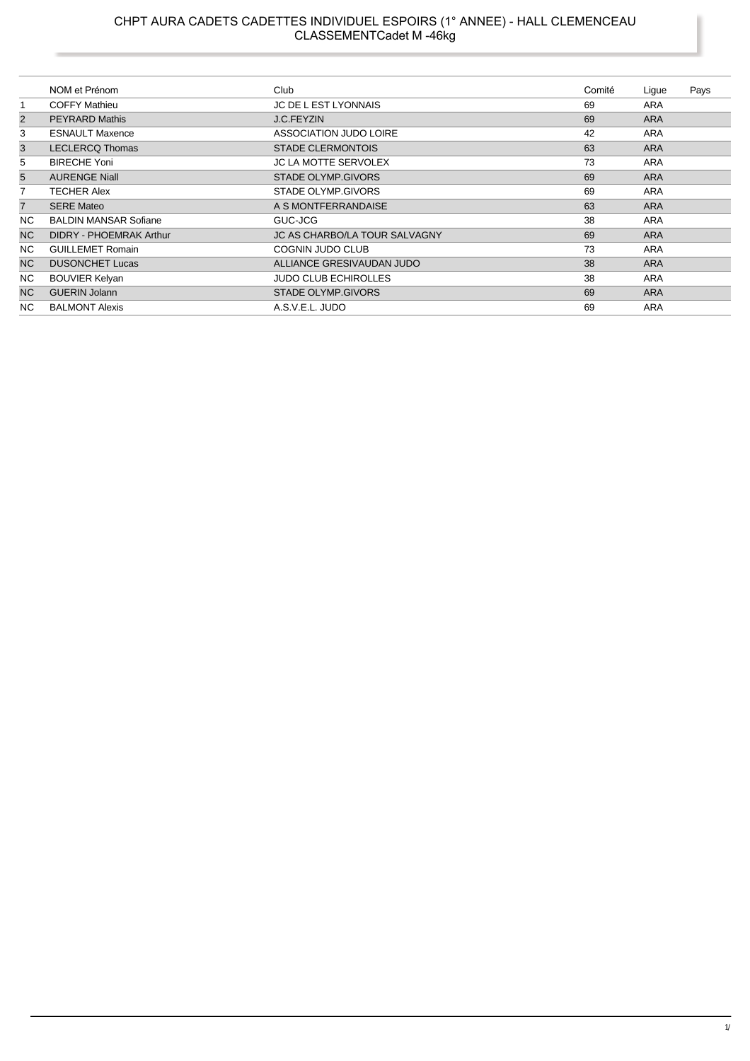# CHPT AURA CADETS CADETTES INDIVIDUEL ESPOIRS (1° ANNEE) - HALL CLEMENCEAU

## CLASSEMENTCadet M -46kg

| | NOM et Prénom | Club | Comité | Ligue | Pays |
|---|---|---|---|---|---|
| 1 | COFFY Mathieu | JC DE L EST LYONNAIS | 69 | ARA | |
| 2 | PEYRARD Mathis | J.C.FEYZIN | 69 | ARA | |
| 3 | ESNAULT Maxence | ASSOCIATION JUDO LOIRE | 42 | ARA | |
| 3 | LECLERCQ Thomas | STADE CLERMONTOIS | 63 | ARA | |
| 5 | BIRECHE Yoni | JC LA MOTTE SERVOLEX | 73 | ARA | |
| 5 | AURENGE Niall | STADE OLYMP.GIVORS | 69 | ARA | |
| 7 | TECHER Alex | STADE OLYMP.GIVORS | 69 | ARA | |
| 7 | SERE Mateo | A S MONTFERRANDAISE | 63 | ARA | |
| NC | BALDIN MANSAR Sofiane | GUC-JCG | 38 | ARA | |
| NC | DIDRY - PHOEMRAK Arthur | JC AS CHARBO/LA TOUR SALVAGNY | 69 | ARA | |
| NC | GUILLEMET Romain | COGNIN JUDO CLUB | 73 | ARA | |
| NC | DUSONCHET Lucas | ALLIANCE GRESIVAUDAN JUDO | 38 | ARA | |
| NC | BOUVIER Kelyan | JUDO CLUB ECHIROLLES | 38 | ARA | |
| NC | GUERIN Jolann | STADE OLYMP.GIVORS | 69 | ARA | |
| NC | BALMONT Alexis | A.S.V.E.L. JUDO | 69 | ARA | |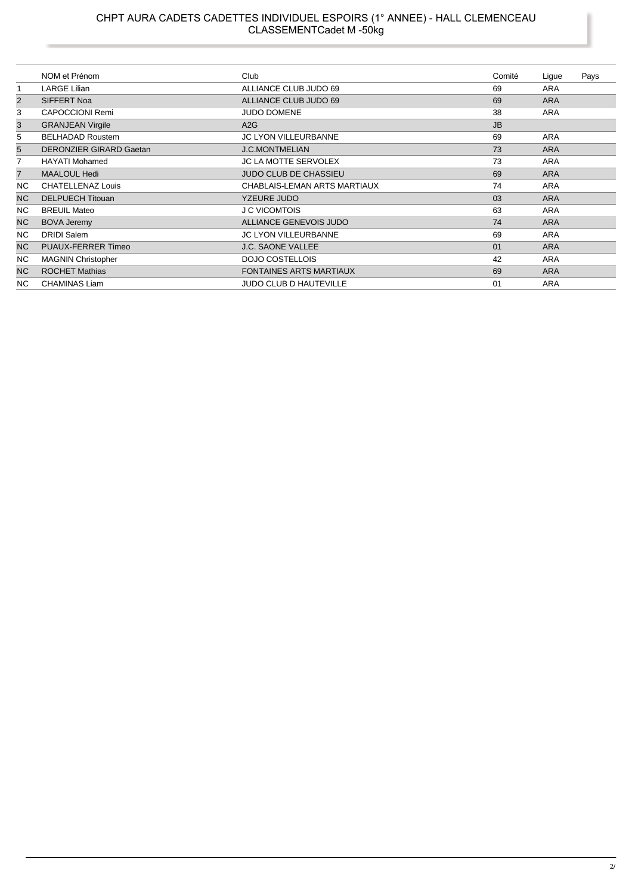# CHPT AURA CADETS CADETTES INDIVIDUEL ESPOIRS (1° ANNEE) - HALL CLEMENCEAU

## CLASSEMENTCadet M -50kg

| | NOM et Prénom | Club | Comité | Ligue | Pays |
|---|---|---|---|---|---|
| 1 | LARGE Lilian | ALLIANCE CLUB JUDO 69 | 69 | ARA | |
| 2 | SIFFERT Noa | ALLIANCE CLUB JUDO 69 | 69 | ARA | |
| 3 | CAPOCCIONI Remi | JUDO DOMENE | 38 | ARA | |
| 3 | GRANJEAN Virgile | A2G | JB | | |
| 5 | BELHADAD Roustem | JC LYON VILLEURBANNE | 69 | ARA | |
| 5 | DERONZIER GIRARD Gaetan | J.C.MONTMELIAN | 73 | ARA | |
| 7 | HAYATI Mohamed | JC LA MOTTE SERVOLEX | 73 | ARA | |
| 7 | MAALOUL Hedi | JUDO CLUB DE CHASSIEU | 69 | ARA | |
| NC | CHATELLENAZ Louis | CHABLAIS-LEMAN ARTS MARTIAUX | 74 | ARA | |
| NC | DELPUECH Titouan | YZEURE JUDO | 03 | ARA | |
| NC | BREUIL Mateo | J C VICOMTOIS | 63 | ARA | |
| NC | BOVA Jeremy | ALLIANCE GENEVOIS JUDO | 74 | ARA | |
| NC | DRIDI Salem | JC LYON VILLEURBANNE | 69 | ARA | |
| NC | PUAUX-FERRER Timeo | J.C. SAONE VALLEE | 01 | ARA | |
| NC | MAGNIN Christopher | DOJO COSTELLOIS | 42 | ARA | |
| NC | ROCHET Mathias | FONTAINES ARTS MARTIAUX | 69 | ARA | |
| NC | CHAMINAS Liam | JUDO CLUB D HAUTEVILLE | 01 | ARA | |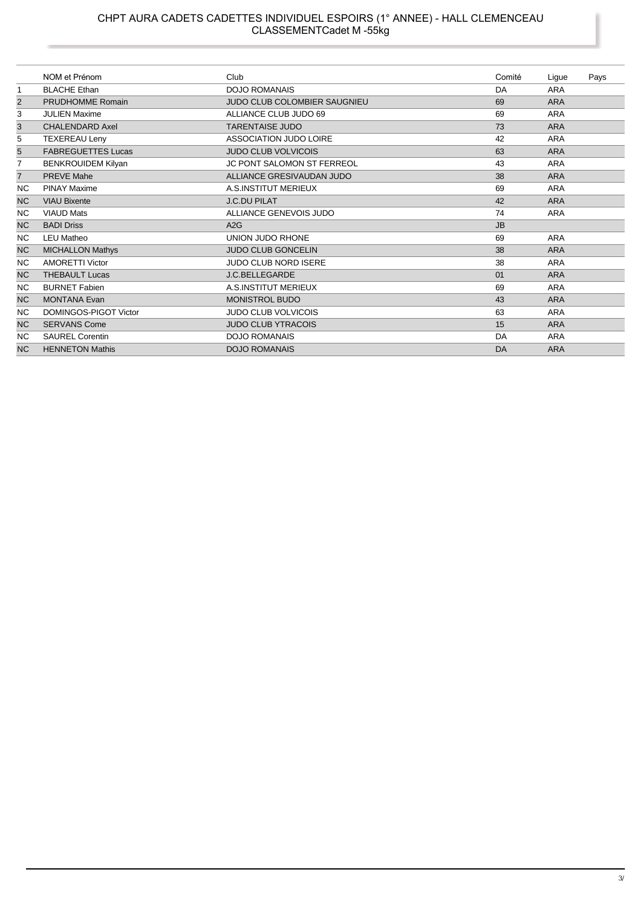# CHPT AURA CADETS CADETTES INDIVIDUEL ESPOIRS (1° ANNEE) - HALL CLEMENCEAU

## CLASSEMENTCadet M -55kg

| | NOM et Prénom | Club | Comité | Ligue | Pays |
|---|---|---|---|---|---|
| 1 | BLACHE Ethan | DOJO ROMANAIS | DA | ARA | |
| 2 | PRUDHOMME Romain | JUDO CLUB COLOMBIER SAUGNIEU | 69 | ARA | |
| 3 | JULIEN Maxime | ALLIANCE CLUB JUDO 69 | 69 | ARA | |
| 3 | CHALENDARD Axel | TARENTAISE JUDO | 73 | ARA | |
| 5 | TEXEREAU Leny | ASSOCIATION JUDO LOIRE | 42 | ARA | |
| 5 | FABREGUETTES Lucas | JUDO CLUB VOLVICOIS | 63 | ARA | |
| 7 | BENKROUIDEM Kilyan | JC PONT SALOMON ST FERREOL | 43 | ARA | |
| 7 | PREVE Mahe | ALLIANCE GRESIVAUDAN JUDO | 38 | ARA | |
| NC | PINAY Maxime | A.S.INSTITUT MERIEUX | 69 | ARA | |
| NC | VIAU Bixente | J.C.DU PILAT | 42 | ARA | |
| NC | VIAUD Mats | ALLIANCE GENEVOIS JUDO | 74 | ARA | |
| NC | BADI Driss | A2G | JB | | |
| NC | LEU Matheo | UNION JUDO RHONE | 69 | ARA | |
| NC | MICHALLON Mathys | JUDO CLUB GONCELIN | 38 | ARA | |
| NC | AMORETTI Victor | JUDO CLUB NORD ISERE | 38 | ARA | |
| NC | THEBAULT Lucas | J.C.BELLEGARDE | 01 | ARA | |
| NC | BURNET Fabien | A.S.INSTITUT MERIEUX | 69 | ARA | |
| NC | MONTANA Evan | MONISTROL BUDO | 43 | ARA | |
| NC | DOMINGOS-PIGOT Victor | JUDO CLUB VOLVICOIS | 63 | ARA | |
| NC | SERVANS Come | JUDO CLUB YTRACOIS | 15 | ARA | |
| NC | SAUREL Corentin | DOJO ROMANAIS | DA | ARA | |
| NC | HENNETON Mathis | DOJO ROMANAIS | DA | ARA | |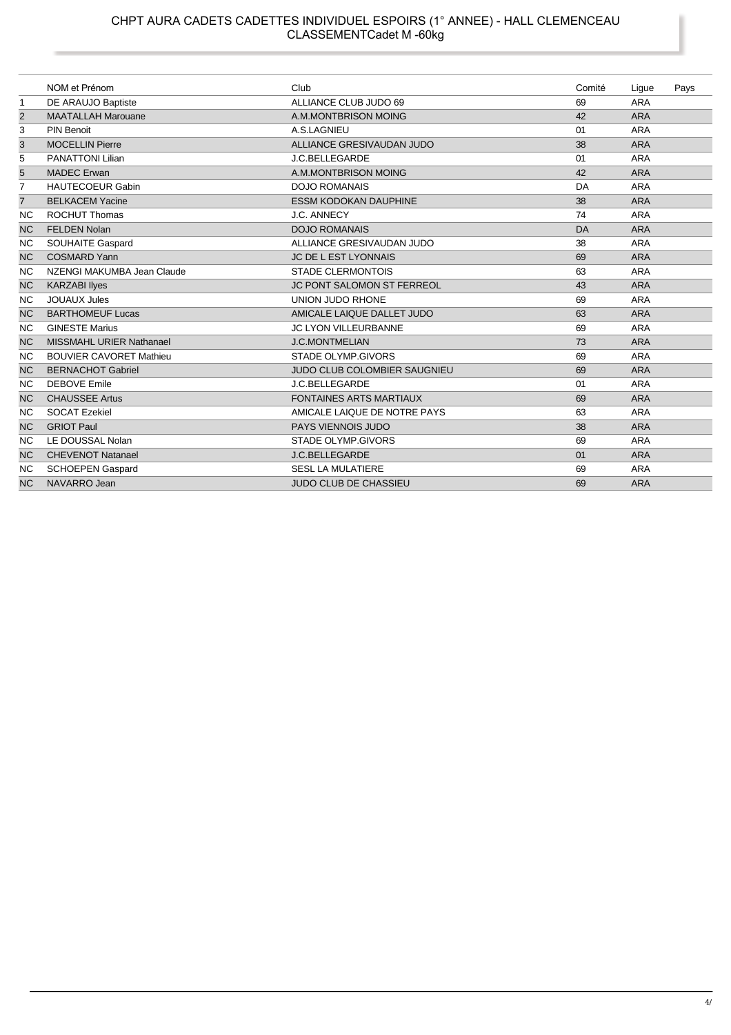# CHPT AURA CADETS CADETTES INDIVIDUEL ESPOIRS (1° ANNEE) - HALL CLEMENCEAU

## CLASSEMENTCadet M -60kg

| | NOM et Prénom | Club | Comité | Ligue | Pays |
|---|---|---|---|---|---|
| 1 | DE ARAUJO Baptiste | ALLIANCE CLUB JUDO 69 | 69 | ARA | |
| 2 | MAATALLAH Marouane | A.M.MONTBRISON MOING | 42 | ARA | |
| 3 | PIN Benoit | A.S.LAGNIEU | 01 | ARA | |
| 3 | MOCELLIN Pierre | ALLIANCE GRESIVAUDAN JUDO | 38 | ARA | |
| 5 | PANATTONI Lilian | J.C.BELLEGARDE | 01 | ARA | |
| 5 | MADEC Erwan | A.M.MONTBRISON MOING | 42 | ARA | |
| 7 | HAUTECOEUR Gabin | DOJO ROMANAIS | DA | ARA | |
| 7 | BELKACEM Yacine | ESSM KODOKAN DAUPHINE | 38 | ARA | |
| NC | ROCHUT Thomas | J.C. ANNECY | 74 | ARA | |
| NC | FELDEN Nolan | DOJO ROMANAIS | DA | ARA | |
| NC | SOUHAITE Gaspard | ALLIANCE GRESIVAUDAN JUDO | 38 | ARA | |
| NC | COSMARD Yann | JC DE L EST LYONNAIS | 69 | ARA | |
| NC | NZENGI MAKUMBA Jean Claude | STADE CLERMONTOIS | 63 | ARA | |
| NC | KARZABI Ilyes | JC PONT SALOMON ST FERREOL | 43 | ARA | |
| NC | JOUAUX Jules | UNION JUDO RHONE | 69 | ARA | |
| NC | BARTHOMEUF Lucas | AMICALE LAIQUE DALLET JUDO | 63 | ARA | |
| NC | GINESTE Marius | JC LYON VILLEURBANNE | 69 | ARA | |
| NC | MISSMAHL URIER Nathanael | J.C.MONTMELIAN | 73 | ARA | |
| NC | BOUVIER CAVORET Mathieu | STADE OLYMP.GIVORS | 69 | ARA | |
| NC | BERNACHOT Gabriel | JUDO CLUB COLOMBIER SAUGNIEU | 69 | ARA | |
| NC | DEBOVE Emile | J.C.BELLEGARDE | 01 | ARA | |
| NC | CHAUSSEE Artus | FONTAINES ARTS MARTIAUX | 69 | ARA | |
| NC | SOCAT Ezekiel | AMICALE LAIQUE DE NOTRE PAYS | 63 | ARA | |
| NC | GRIOT Paul | PAYS VIENNOIS JUDO | 38 | ARA | |
| NC | LE DOUSSAL Nolan | STADE OLYMP.GIVORS | 69 | ARA | |
| NC | CHEVENOT Natanael | J.C.BELLEGARDE | 01 | ARA | |
| NC | SCHOEPEN Gaspard | SESL LA MULATIERE | 69 | ARA | |
| NC | NAVARRO Jean | JUDO CLUB DE CHASSIEU | 69 | ARA | |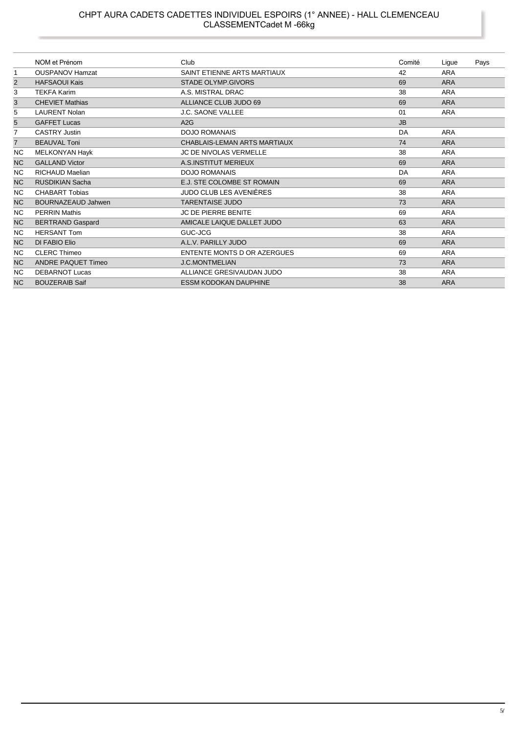# CHPT AURA CADETS CADETTES INDIVIDUEL ESPOIRS (1° ANNEE) - HALL CLEMENCEAU

## CLASSEMENTCadet M -66kg

| | NOM et Prénom | Club | Comité | Ligue | Pays |
|---|---|---|---|---|---|
| 1 | OUSPANOV Hamzat | SAINT ETIENNE ARTS MARTIAUX | 42 | ARA | |
| 2 | HAFSAOUI Kais | STADE OLYMP.GIVORS | 69 | ARA | |
| 3 | TEKFA Karim | A.S. MISTRAL DRAC | 38 | ARA | |
| 3 | CHEVIET Mathias | ALLIANCE CLUB JUDO 69 | 69 | ARA | |
| 5 | LAURENT Nolan | J.C. SAONE VALLEE | 01 | ARA | |
| 5 | GAFFET Lucas | A2G | JB | | |
| 7 | CASTRY Justin | DOJO ROMANAIS | DA | ARA | |
| 7 | BEAUVAL Toni | CHABLAIS-LEMAN ARTS MARTIAUX | 74 | ARA | |
| NC | MELKONYAN Hayk | JC DE NIVOLAS VERMELLE | 38 | ARA | |
| NC | GALLAND Victor | A.S.INSTITUT MERIEUX | 69 | ARA | |
| NC | RICHAUD Maelian | DOJO ROMANAIS | DA | ARA | |
| NC | RUSDIKIAN Sacha | E.J. STE COLOMBE ST ROMAIN | 69 | ARA | |
| NC | CHABART Tobias | JUDO CLUB LES AVENIÈRES | 38 | ARA | |
| NC | BOURNAZEAUD Jahwen | TARENTAISE JUDO | 73 | ARA | |
| NC | PERRIN Mathis | JC DE PIERRE BENITE | 69 | ARA | |
| NC | BERTRAND Gaspard | AMICALE LAIQUE DALLET JUDO | 63 | ARA | |
| NC | HERSANT Tom | GUC-JCG | 38 | ARA | |
| NC | DI FABIO Elio | A.L.V. PARILLY JUDO | 69 | ARA | |
| NC | CLERC Thimeo | ENTENTE MONTS D OR AZERGUES | 69 | ARA | |
| NC | ANDRE PAQUET Timeo | J.C.MONTMELIAN | 73 | ARA | |
| NC | DEBARNOT Lucas | ALLIANCE GRESIVAUDAN JUDO | 38 | ARA | |
| NC | BOUZERAIB Saif | ESSM KODOKAN DAUPHINE | 38 | ARA | |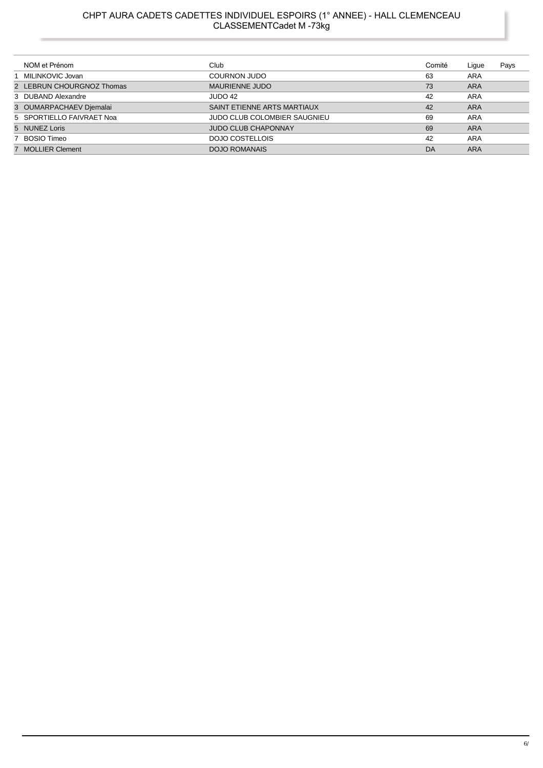# CHPT AURA CADETS CADETTES INDIVIDUEL ESPOIRS (1° ANNEE) - HALL CLEMENCEAU

## CLASSEMENTCadet M -73kg

| | NOM et Prénom | Club | Comité | Ligue | Pays |
|---|---|---|---|---|---|
| 1 | MILINKOVIC Jovan | COURNON JUDO | 63 | ARA | |
| 2 | LEBRUN CHOURGNOZ Thomas | MAURIENNE JUDO | 73 | ARA | |
| 3 | DUBAND Alexandre | JUDO 42 | 42 | ARA | |
| 3 | OUMARPACHAEV Djemalai | SAINT ETIENNE ARTS MARTIAUX | 42 | ARA | |
| 5 | SPORTIELLO FAIVRAET Noa | JUDO CLUB COLOMBIER SAUGNIEU | 69 | ARA | |
| 5 | NUNEZ Loris | JUDO CLUB CHAPONNAY | 69 | ARA | |
| 7 | BOSIO Timeo | DOJO COSTELLOIS | 42 | ARA | |
| 7 | MOLLIER Clement | DOJO ROMANAIS | DA | ARA | |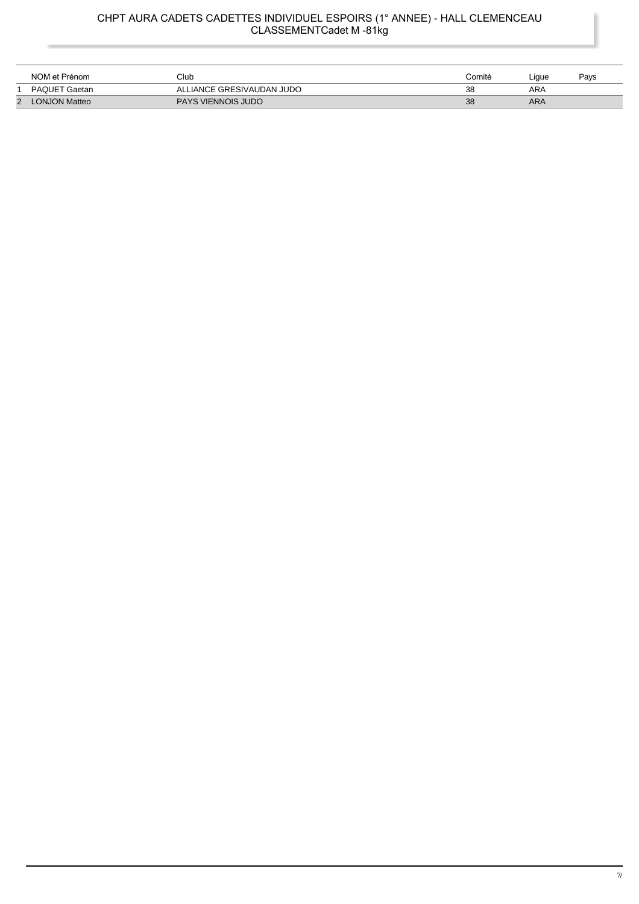# CHPT AURA CADETS CADETTES INDIVIDUEL ESPOIRS (1° ANNEE) - HALL CLEMENCEAU

## CLASSEMENTCadet M -81kg

| | NOM et Prénom | Club | Comité | Ligue | Pays |
|---|---|---|---|---|---|
| 1 | PAQUET Gaetan | ALLIANCE GRESIVAUDAN JUDO | 38 | ARA | |
| 2 | LONJON Matteo | PAYS VIENNOIS JUDO | 38 | ARA | |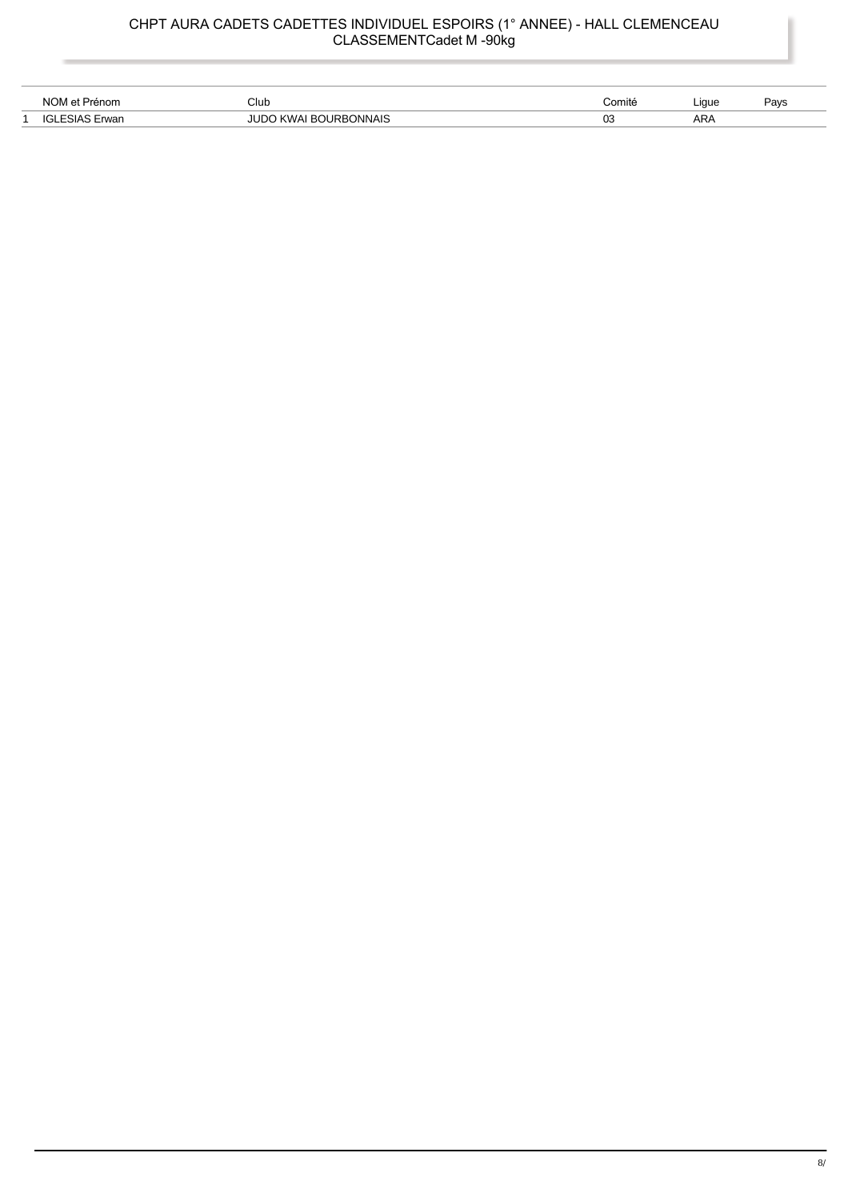# CHPT AURA CADETS CADETTES INDIVIDUEL ESPOIRS (1° ANNEE) - HALL CLEMENCEAU
## CLASSEMENTCadet M -90kg

| | NOM et Prénom | Club | Comité | Ligue | Pays |
|---|---|---|---|---|---|
| 1 | IGLESIAS Erwan | JUDO KWAI BOURBONNAIS | 03 | ARA | |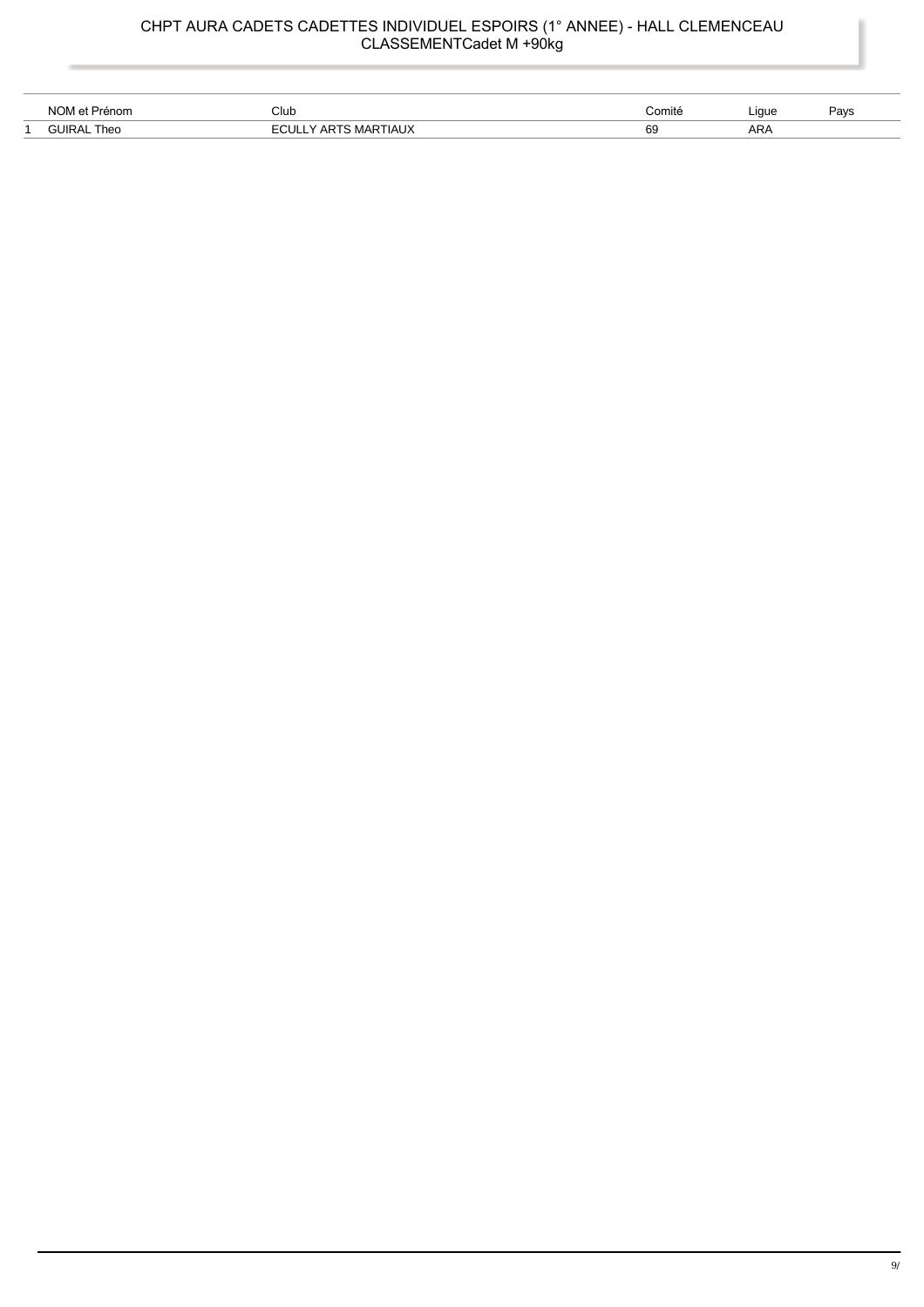# CHPT AURA CADETS CADETTES INDIVIDUEL ESPOIRS (1° ANNEE) - HALL CLEMENCEAU
## CLASSEMENTCadet M +90kg

| | NOM et Prénom | Club | Comité | Ligue | Pays |
|---|---|---|---|---|---|
| 1 | GUIRAL Theo | ECULLY ARTS MARTIAUX | 69 | ARA | |